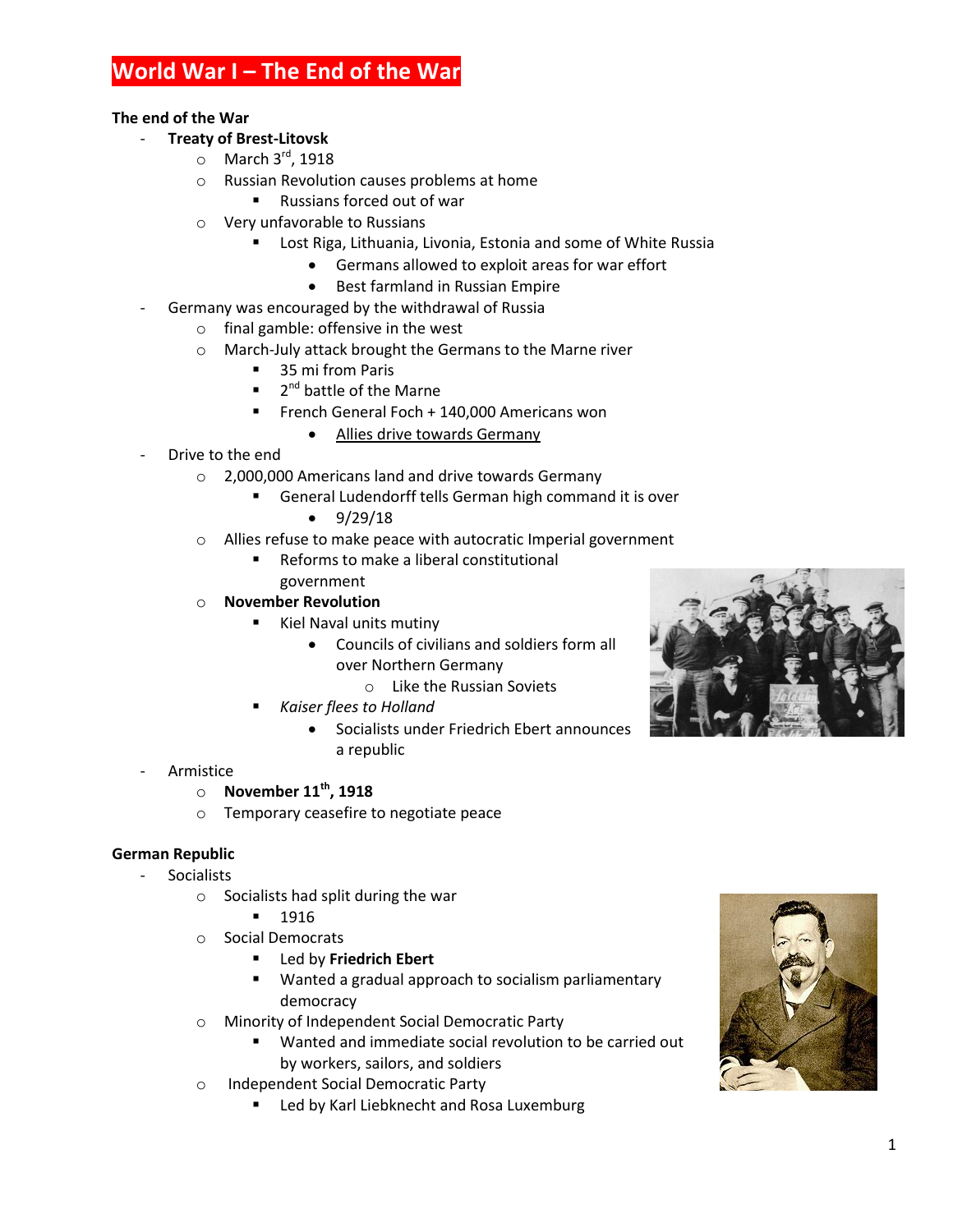# World War I – The End of the War

**The end of the War**

- **Treaty of Brest-Litovsk**
  - March 3rd, 1918
  - Russian Revolution causes problems at home
    - Russians forced out of war
  - Very unfavorable to Russians
    - Lost Riga, Lithuania, Livonia, Estonia and some of White Russia
      - Germans allowed to exploit areas for war effort
      - Best farmland in Russian Empire
- Germany was encouraged by the withdrawal of Russia
  - final gamble: offensive in the west
  - March-July attack brought the Germans to the Marne river
    - 35 mi from Paris
    - 2nd battle of the Marne
    - French General Foch + 140,000 Americans won
      - <u>Allies drive towards Germany</u>
- Drive to the end
  - 2,000,000 Americans land and drive towards Germany
    - General Ludendorff tells German high command it is over
      - 9/29/18
  - Allies refuse to make peace with autocratic Imperial government
    - Reforms to make a liberal constitutional government
  - **November Revolution**
    - Kiel Naval units mutiny
      - Councils of civilians and soldiers form all over Northern Germany
        - Like the Russian Soviets
    - *Kaiser flees to Holland*
      - Socialists under Friedrich Ebert announces a republic
- Armistice
  - **November 11th, 1918**
  - Temporary ceasefire to negotiate peace

**German Republic**

- Socialists
  - Socialists had split during the war
    - 1916
  - Social Democrats
    - Led by **Friedrich Ebert**
    - Wanted a gradual approach to socialism parliamentary democracy
  - Minority of Independent Social Democratic Party
    - Wanted and immediate social revolution to be carried out by workers, sailors, and soldiers
  - Independent Social Democratic Party
    - Led by Karl Liebknecht and Rosa Luxemburg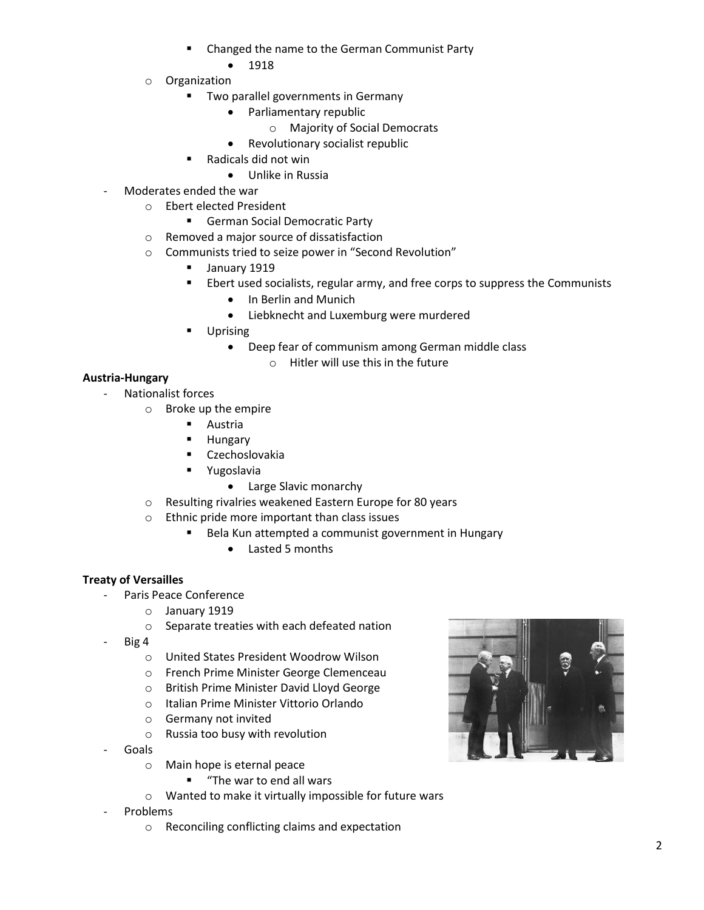- Changed the name to the German Communist Party
  - 1918
- Organization
  - Two parallel governments in Germany
    - Parliamentary republic
      - Majority of Social Democrats
    - Revolutionary socialist republic
  - Radicals did not win
    - Unlike in Russia

- Moderates ended the war
  - Ebert elected President
    - German Social Democratic Party
  - Removed a major source of dissatisfaction
  - Communists tried to seize power in "Second Revolution"
    - January 1919
    - Ebert used socialists, regular army, and free corps to suppress the Communists
      - In Berlin and Munich
      - Liebknecht and Luxemburg were murdered
    - Uprising
      - Deep fear of communism among German middle class
        - Hitler will use this in the future

**Austria-Hungary**

- Nationalist forces
  - Broke up the empire
    - Austria
    - Hungary
    - Czechoslovakia
    - Yugoslavia
      - Large Slavic monarchy
  - Resulting rivalries weakened Eastern Europe for 80 years
  - Ethnic pride more important than class issues
    - Bela Kun attempted a communist government in Hungary
      - Lasted 5 months

**Treaty of Versailles**

- Paris Peace Conference
  - January 1919
  - Separate treaties with each defeated nation
- Big 4
  - United States President Woodrow Wilson
  - French Prime Minister George Clemenceau
  - British Prime Minister David Lloyd George
  - Italian Prime Minister Vittorio Orlando
  - Germany not invited
  - Russia too busy with revolution
- Goals
  - Main hope is eternal peace
    - "The war to end all wars
  - Wanted to make it virtually impossible for future wars
- Problems
  - Reconciling conflicting claims and expectation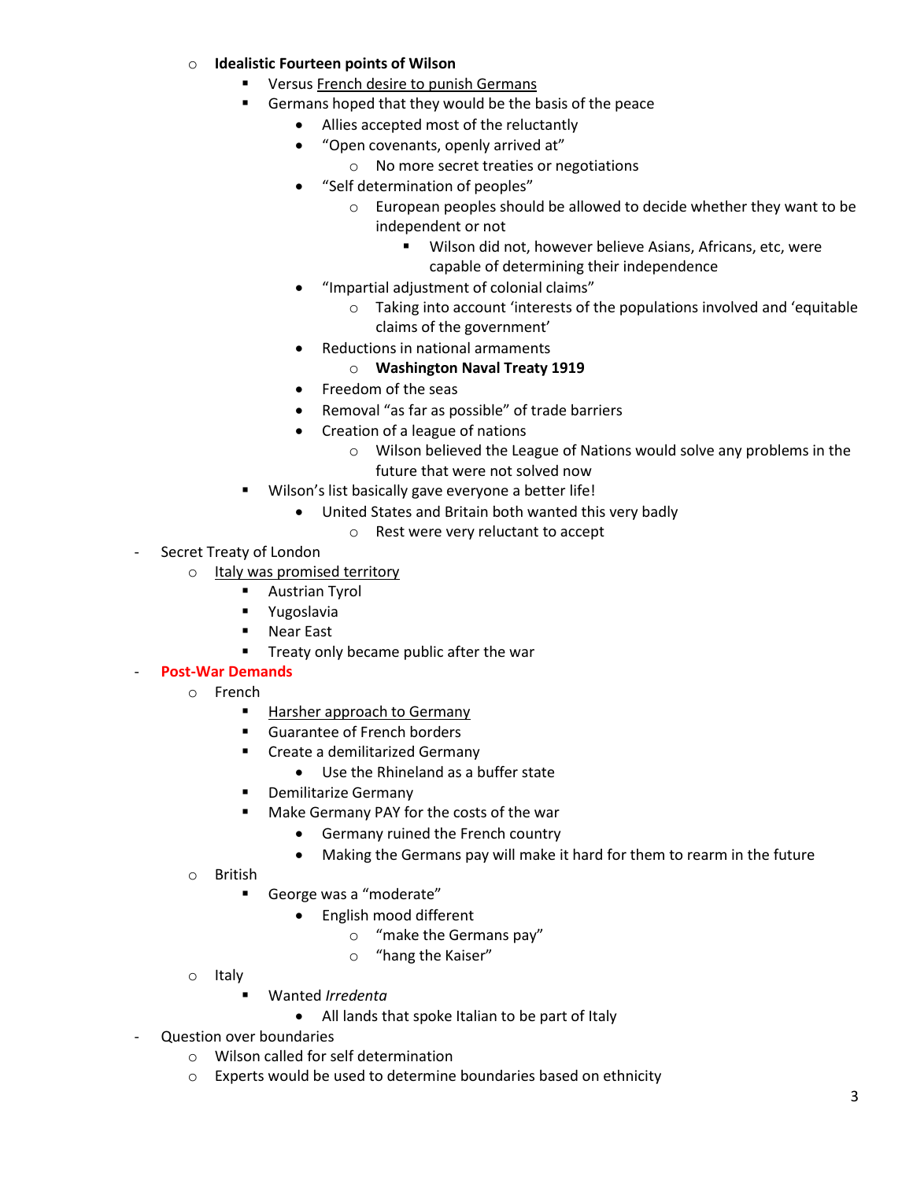- **Idealistic Fourteen points of Wilson**
  - Versus <u>French desire to punish Germans</u>
  - Germans hoped that they would be the basis of the peace
    - Allies accepted most of the reluctantly
    - "Open covenants, openly arrived at"
      - No more secret treaties or negotiations
    - "Self determination of peoples"
      - European peoples should be allowed to decide whether they want to be independent or not
        - Wilson did not, however believe Asians, Africans, etc, were capable of determining their independence
    - "Impartial adjustment of colonial claims"
      - Taking into account 'interests of the populations involved and 'equitable claims of the government'
    - Reductions in national armaments
      - **Washington Naval Treaty 1919**
    - Freedom of the seas
    - Removal "as far as possible" of trade barriers
    - Creation of a league of nations
      - Wilson believed the League of Nations would solve any problems in the future that were not solved now
  - Wilson's list basically gave everyone a better life!
    - United States and Britain both wanted this very badly
      - Rest were very reluctant to accept

- Secret Treaty of London
  - <u>Italy was promised territory</u>
    - Austrian Tyrol
    - Yugoslavia
    - Near East
    - Treaty only became public after the war
- **Post-War Demands**
  - French
    - <u>Harsher approach to Germany</u>
    - Guarantee of French borders
    - Create a demilitarized Germany
      - Use the Rhineland as a buffer state
    - Demilitarize Germany
    - Make Germany PAY for the costs of the war
      - Germany ruined the French country
      - Making the Germans pay will make it hard for them to rearm in the future
  - British
    - George was a "moderate"
      - English mood different
        - "make the Germans pay"
        - "hang the Kaiser"
  - Italy
    - Wanted *Irredenta*
      - All lands that spoke Italian to be part of Italy
- Question over boundaries
  - Wilson called for self determination
  - Experts would be used to determine boundaries based on ethnicity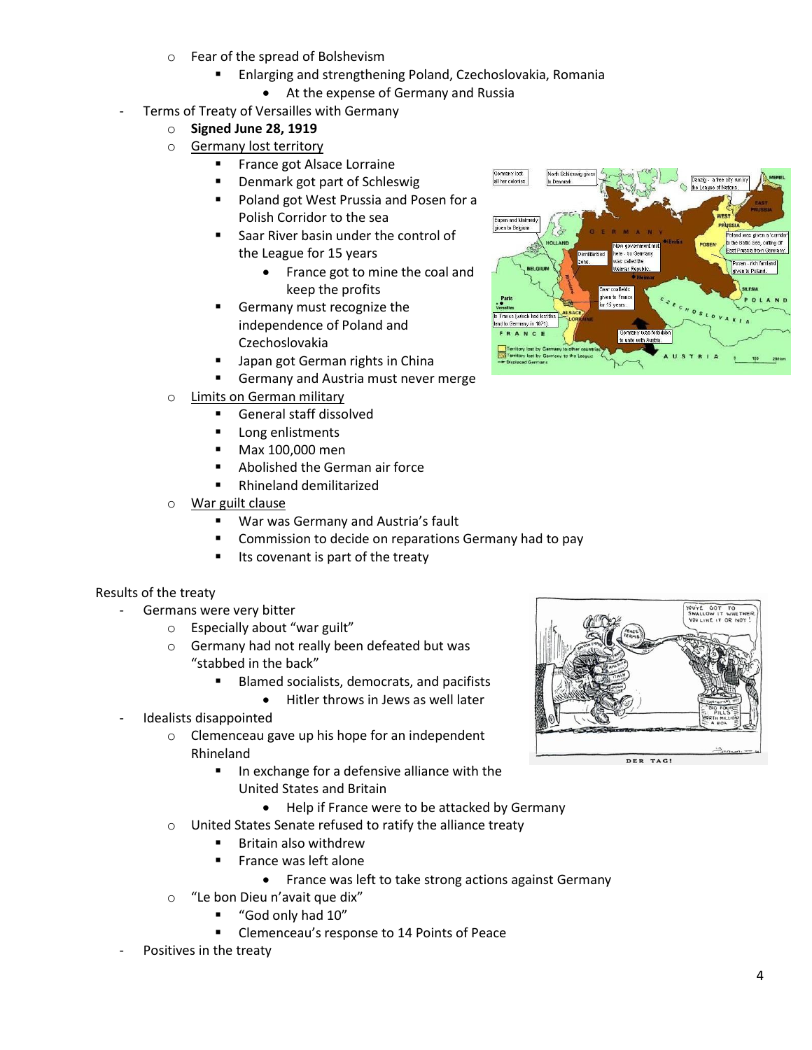- Fear of the spread of Bolshevism
  - Enlarging and strengthening Poland, Czechoslovakia, Romania
    - At the expense of Germany and Russia
- Terms of Treaty of Versailles with Germany
  - **Signed June 28, 1919**
  - Germany lost territory
    - France got Alsace Lorraine
    - Denmark got part of Schleswig
    - Poland got West Prussia and Posen for a Polish Corridor to the sea
    - Saar River basin under the control of the League for 15 years
      - France got to mine the coal and keep the profits
    - Germany must recognize the independence of Poland and Czechoslovakia
    - Japan got German rights in China
    - Germany and Austria must never merge
  - Limits on German military
    - General staff dissolved
    - Long enlistments
    - Max 100,000 men
    - Abolished the German air force
    - Rhineland demilitarized
  - War guilt clause
    - War was Germany and Austria's fault
    - Commission to decide on reparations Germany had to pay
    - Its covenant is part of the treaty

Results of the treaty

- Germans were very bitter
  - Especially about "war guilt"
  - Germany had not really been defeated but was "stabbed in the back"
    - Blamed socialists, democrats, and pacifists
      - Hitler throws in Jews as well later
- Idealists disappointed
  - Clemenceau gave up his hope for an independent Rhineland
    - In exchange for a defensive alliance with the United States and Britain
      - Help if France were to be attacked by Germany
  - United States Senate refused to ratify the alliance treaty
    - Britain also withdrew
    - France was left alone
      - France was left to take strong actions against Germany
  - "Le bon Dieu n'avait que dix"
    - "God only had 10"
    - Clemenceau's response to 14 Points of Peace
- Positives in the treaty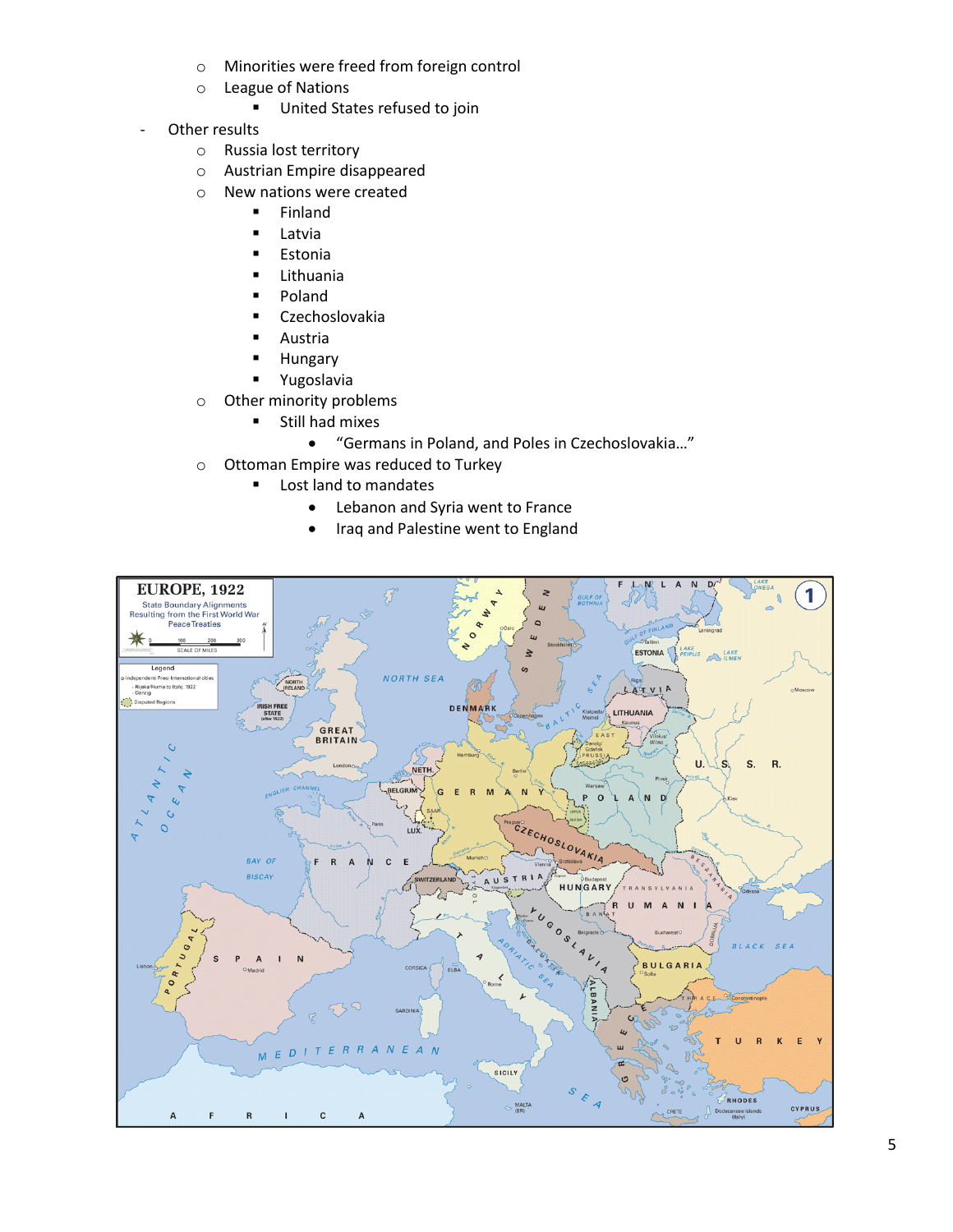- Minorities were freed from foreign control
- League of Nations
  - United States refused to join

- Other results
  - Russia lost territory
  - Austrian Empire disappeared
  - New nations were created
    - Finland
    - Latvia
    - Estonia
    - Lithuania
    - Poland
    - Czechoslovakia
    - Austria
    - Hungary
    - Yugoslavia
  - Other minority problems
    - Still had mixes
      - "Germans in Poland, and Poles in Czechoslovakia…"
  - Ottoman Empire was reduced to Turkey
    - Lost land to mandates
      - Lebanon and Syria went to France
      - Iraq and Palestine went to England

EUROPE, 1922

State Boundary Alignments Resulting from the First World War Peace Treaties